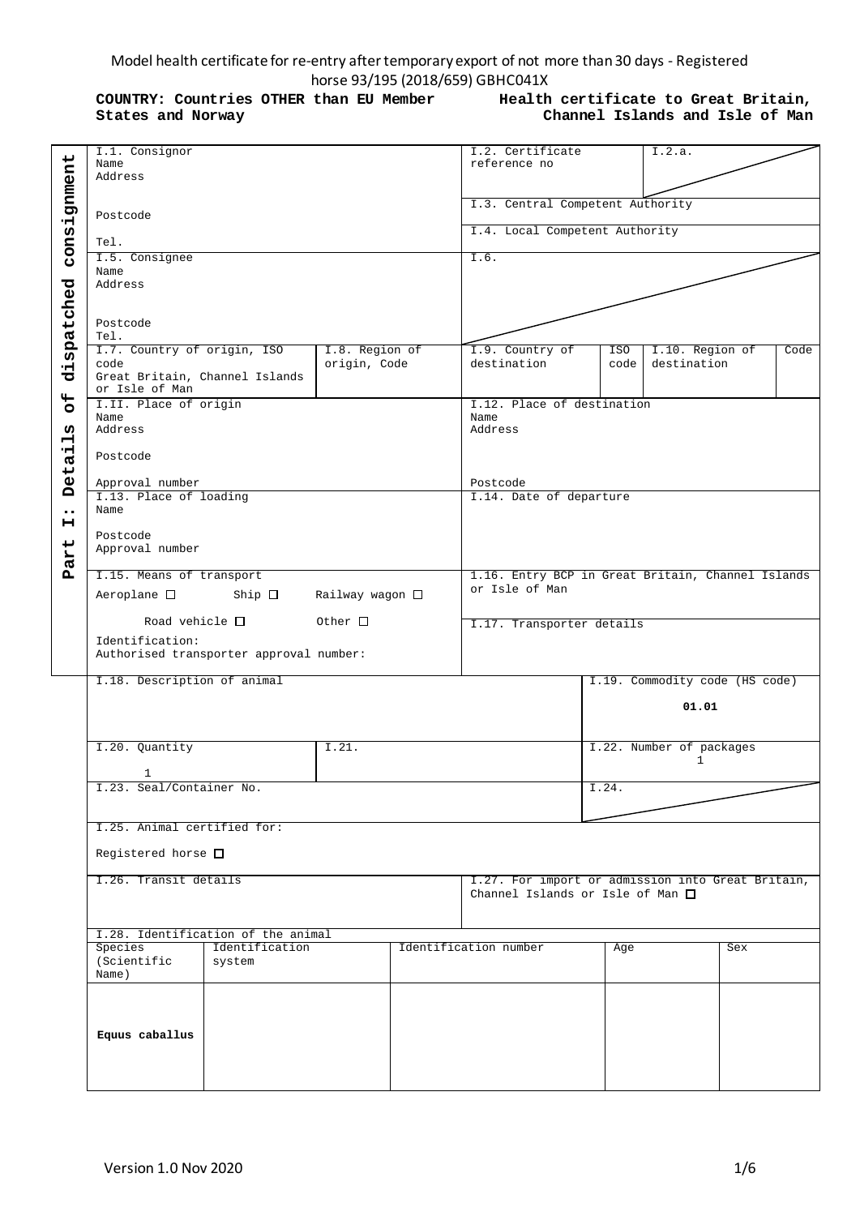Model health certificate for re-entry after temporary export of not more than 30 days - Registered horse 93/195 (2018/659) GBHC041X

**COUNTRY: Countries OTHER than EU Member States and Norway**

**Health certificate to Great Britain, Channel Islands and Isle of Man**

**Part I: Details of dispatched consignment**

| | |
|---|---|
| I.1. Consignor<br>Name<br>Address<br><br>Postcode<br><br>Tel. | I.2. Certificate reference no / I.2.a.<br><br>I.3. Central Competent Authority<br><br>I.4. Local Competent Authority |
| I.5. Consignee<br>Name<br>Address<br><br>Postcode<br>Tel. | I.6. |
| I.7. Country of origin, ISO code<br>Great Britain, Channel Islands or Isle of Man / I.8. Region of origin, Code | I.9. Country of destination / ISO code / I.10. Region of destination / Code |
| I.II. Place of origin<br>Name<br>Address<br><br>Postcode<br><br>Approval number | I.12. Place of destination<br>Name<br>Address<br><br>Postcode |
| I.13. Place of loading<br>Name<br><br>Postcode<br>Approval number | I.14. Date of departure |
| I.15. Means of transport<br>Aeroplane ☐ Ship ☐ Railway wagon ☐<br>Road vehicle ☐ Other ☐<br>Identification:<br>Authorised transporter approval number: | I.16. Entry BCP in Great Britain, Channel Islands or Isle of Man<br><br>I.17. Transporter details |
| I.18. Description of animal | I.19. Commodity code (HS code)<br>**01.01** |
| I.20. Quantity<br>1 / I.21. | I.22. Number of packages<br>1 |
| I.23. Seal/Container No. | I.24. |
| I.25. Animal certified for:<br>Registered horse ☐ | |
| I.26. Transit details | I.27. For import or admission into Great Britain, Channel Islands or Isle of Man ☐ |

I.28. Identification of the animal

| Species (Scientific Name) | Identification system | Identification number | Age | Sex |
|---|---|---|---|---|
| **Equus caballus** | | | | |

Version 1.0 Nov 2020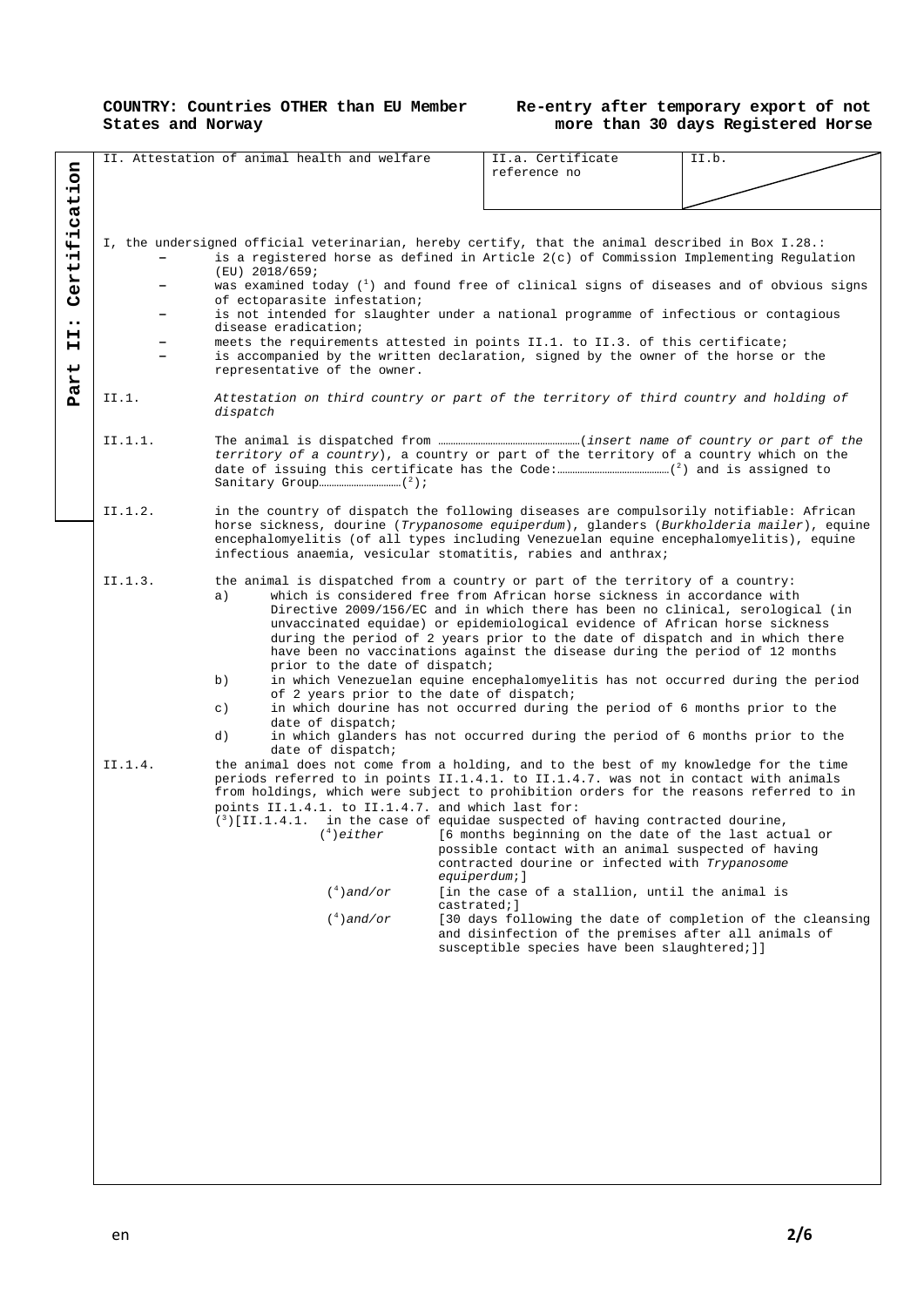**COUNTRY: Countries OTHER than EU Member States and Norway**

**Re-entry after temporary export of not more than 30 days Registered Horse**

**Part II: Certification**

| II. Attestation of animal health and welfare | II.a. Certificate reference no | II.b. |
|---|---|---|

I, the undersigned official veterinarian, hereby certify, that the animal described in Box I.28.:

- is a registered horse as defined in Article 2(c) of Commission Implementing Regulation (EU) 2018/659;
- was examined today ([1]) and found free of clinical signs of diseases and of obvious signs of ectoparasite infestation;
- is not intended for slaughter under a national programme of infectious or contagious disease eradication;
- meets the requirements attested in points II.1. to II.3. of this certificate;
- is accompanied by the written declaration, signed by the owner of the horse or the representative of the owner.

II.1. *Attestation on third country or part of the territory of third country and holding of dispatch*

II.1.1. The animal is dispatched from ……………………………………………(*insert name of country or part of the territory of a country*), a country or part of the territory of a country which on the date of issuing this certificate has the Code:……………………………………([2]) and is assigned to Sanitary Group……………………………([2]);

II.1.2. in the country of dispatch the following diseases are compulsorily notifiable: African horse sickness, dourine (*Trypanosome equiperdum*), glanders (*Burkholderia mailer*), equine encephalomyelitis (of all types including Venezuelan equine encephalomyelitis), equine infectious anaemia, vesicular stomatitis, rabies and anthrax;

II.1.3. the animal is dispatched from a country or part of the territory of a country:

a) which is considered free from African horse sickness in accordance with Directive 2009/156/EC and in which there has been no clinical, serological (in unvaccinated equidae) or epidemiological evidence of African horse sickness during the period of 2 years prior to the date of dispatch and in which there have been no vaccinations against the disease during the period of 12 months prior to the date of dispatch;

b) in which Venezuelan equine encephalomyelitis has not occurred during the period of 2 years prior to the date of dispatch;

c) in which dourine has not occurred during the period of 6 months prior to the date of dispatch;

d) in which glanders has not occurred during the period of 6 months prior to the date of dispatch;

II.1.4. the animal does not come from a holding, and to the best of my knowledge for the time periods referred to in points II.1.4.1. to II.1.4.7. was not in contact with animals from holdings, which were subject to prohibition orders for the reasons referred to in points II.1.4.1. to II.1.4.7. and which last for:

([3])[II.1.4.1. in the case of equidae suspected of having contracted dourine,

([4])*either* [6 months beginning on the date of the last actual or possible contact with an animal suspected of having contracted dourine or infected with *Trypanosome equiperdum*;]

([4])*and/or* [in the case of a stallion, until the animal is castrated;]

([4])*and/or* [30 days following the date of completion of the cleansing and disinfection of the premises after all animals of susceptible species have been slaughtered;]]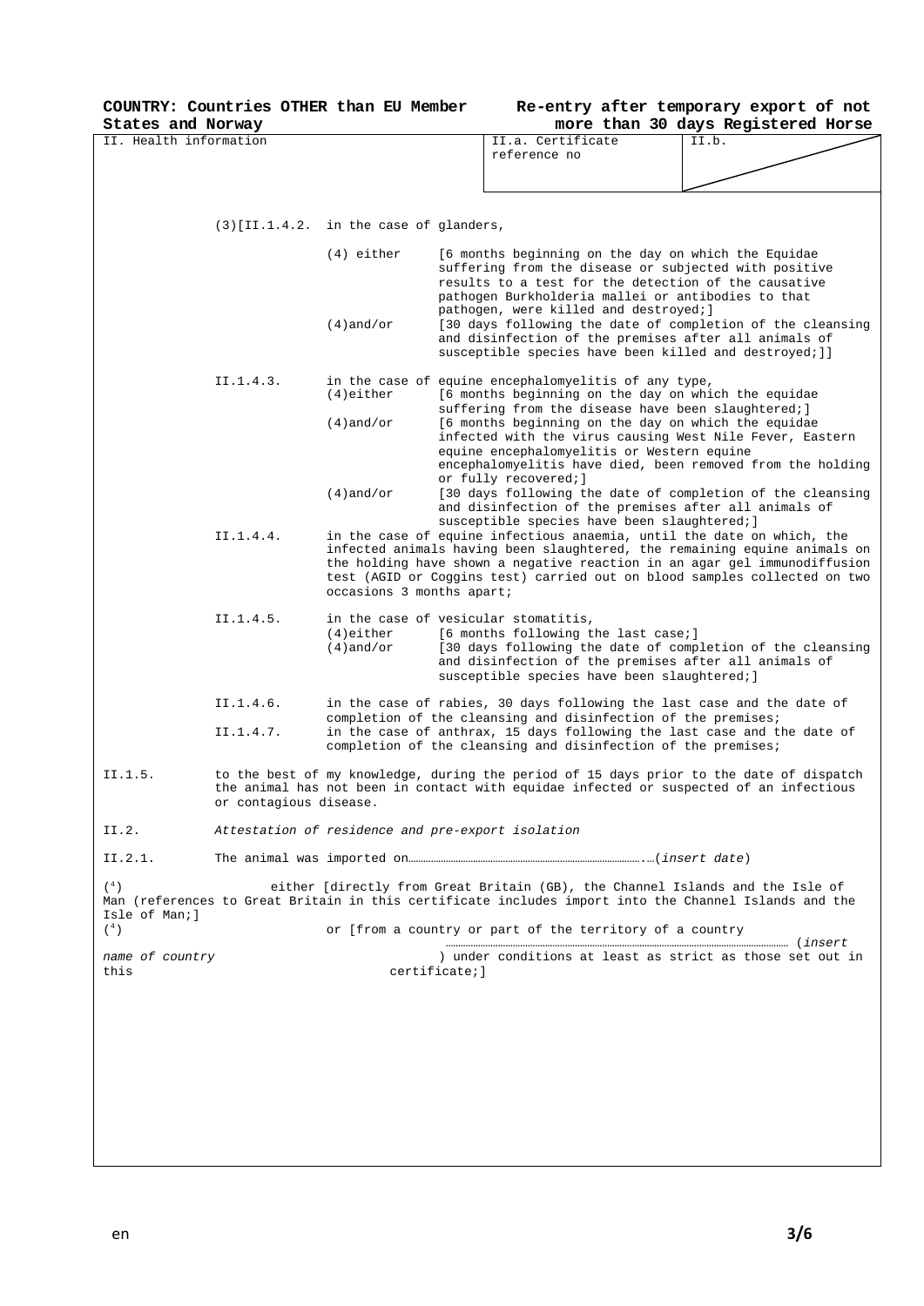**COUNTRY: Countries OTHER than EU Member States and Norway**

**Re-entry after temporary export of not more than 30 days Registered Horse**

| II. Health information | II.a. Certificate reference no | II.b. |
|---|---|---|

(3)[II.1.4.2. in the case of glanders,

(4) either [6 months beginning on the day on which the Equidae suffering from the disease or subjected with positive results to a test for the detection of the causative pathogen Burkholderia mallei or antibodies to that pathogen, were killed and destroyed;]

(4)and/or [30 days following the date of completion of the cleansing and disinfection of the premises after all animals of susceptible species have been killed and destroyed;]]

II.1.4.3. in the case of equine encephalomyelitis of any type,

(4)either [6 months beginning on the day on which the equidae suffering from the disease have been slaughtered;]

(4)and/or [6 months beginning on the day on which the equidae infected with the virus causing West Nile Fever, Eastern equine encephalomyelitis or Western equine encephalomyelitis have died, been removed from the holding or fully recovered;]

(4)and/or [30 days following the date of completion of the cleansing and disinfection of the premises after all animals of susceptible species have been slaughtered;]

II.1.4.4. in the case of equine infectious anaemia, until the date on which, the infected animals having been slaughtered, the remaining equine animals on the holding have shown a negative reaction in an agar gel immunodiffusion test (AGID or Coggins test) carried out on blood samples collected on two occasions 3 months apart;

II.1.4.5. in the case of vesicular stomatitis,

(4)either [6 months following the last case;]

(4)and/or [30 days following the date of completion of the cleansing and disinfection of the premises after all animals of susceptible species have been slaughtered;]

II.1.4.6. in the case of rabies, 30 days following the last case and the date of completion of the cleansing and disinfection of the premises;

II.1.4.7. in the case of anthrax, 15 days following the last case and the date of completion of the cleansing and disinfection of the premises;

II.1.5. to the best of my knowledge, during the period of 15 days prior to the date of dispatch the animal has not been in contact with equidae infected or suspected of an infectious or contagious disease.

II.2. *Attestation of residence and pre-export isolation*

II.2.1. The animal was imported on……………………………………………………….…(*insert date*)

(4) either [directly from Great Britain (GB), the Channel Islands and the Isle of Man (references to Great Britain in this certificate includes import into the Channel Islands and the Isle of Man;]

(4) or [from a country or part of the territory of a country ……………………………………………… (*insert name of country*) under conditions at least as strict as those set out in this certificate;]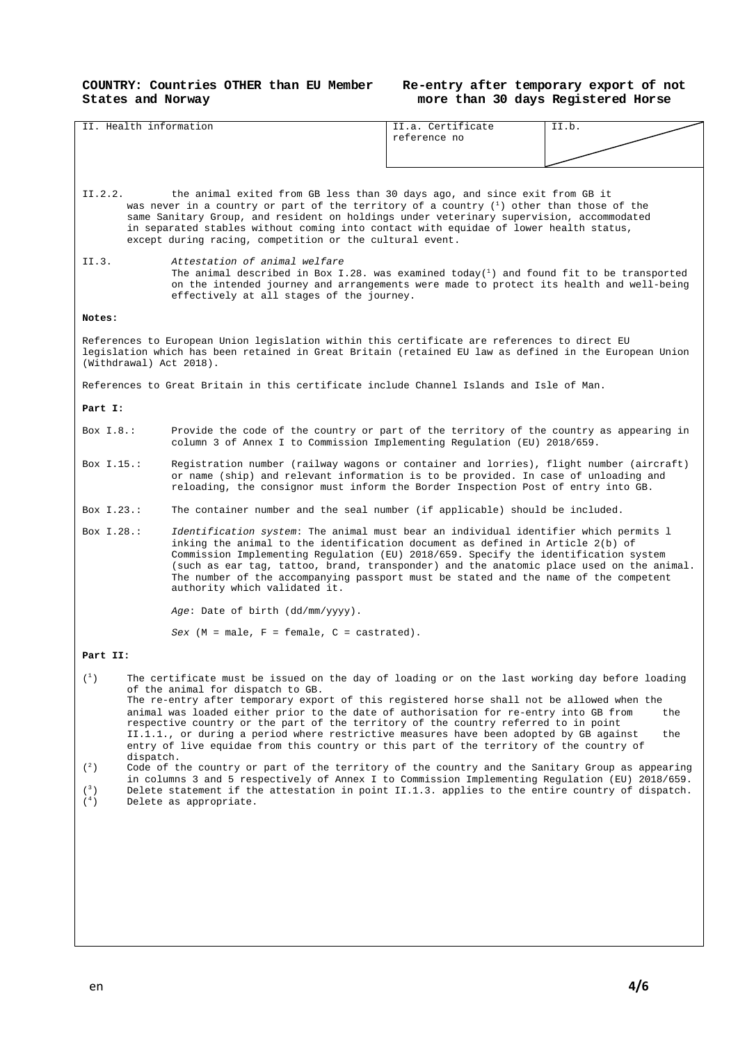**COUNTRY: Countries OTHER than EU Member States and Norway**

**Re-entry after temporary export of not more than 30 days Registered Horse**

| II. Health information | II.a. Certificate reference no | II.b. |
|---|---|---|

II.2.2. the animal exited from GB less than 30 days ago, and since exit from GB it was never in a country or part of the territory of a country [1] other than those of the same Sanitary Group, and resident on holdings under veterinary supervision, accommodated in separated stables without coming into contact with equidae of lower health status, except during racing, competition or the cultural event.

II.3. *Attestation of animal welfare*
The animal described in Box I.28. was examined today[1] and found fit to be transported on the intended journey and arrangements were made to protect its health and well-being effectively at all stages of the journey.

**Notes:**

References to European Union legislation within this certificate are references to direct EU legislation which has been retained in Great Britain (retained EU law as defined in the European Union (Withdrawal) Act 2018).

References to Great Britain in this certificate include Channel Islands and Isle of Man.

**Part I:**

Box I.8.: Provide the code of the country or part of the territory of the country as appearing in column 3 of Annex I to Commission Implementing Regulation (EU) 2018/659.

Box I.15.: Registration number (railway wagons or container and lorries), flight number (aircraft) or name (ship) and relevant information is to be provided. In case of unloading and reloading, the consignor must inform the Border Inspection Post of entry into GB.

Box I.23.: The container number and the seal number (if applicable) should be included.

Box I.28.: *Identification system*: The animal must bear an individual identifier which permits l inking the animal to the identification document as defined in Article 2(b) of Commission Implementing Regulation (EU) 2018/659. Specify the identification system (such as ear tag, tattoo, brand, transponder) and the anatomic place used on the animal. The number of the accompanying passport must be stated and the name of the competent authority which validated it.

*Age*: Date of birth (dd/mm/yyyy).

*Sex* (M = male, F = female, C = castrated).

**Part II:**

(1) The certificate must be issued on the day of loading or on the last working day before loading of the animal for dispatch to GB.
The re-entry after temporary export of this registered horse shall not be allowed when the animal was loaded either prior to the date of authorisation for re-entry into GB from the respective country or the part of the territory of the country referred to in point II.1.1., or during a period where restrictive measures have been adopted by GB against the entry of live equidae from this country or this part of the territory of the country of dispatch.

(2) Code of the country or part of the territory of the country and the Sanitary Group as appearing in columns 3 and 5 respectively of Annex I to Commission Implementing Regulation (EU) 2018/659.

(3) Delete statement if the attestation in point II.1.3. applies to the entire country of dispatch.

(4) Delete as appropriate.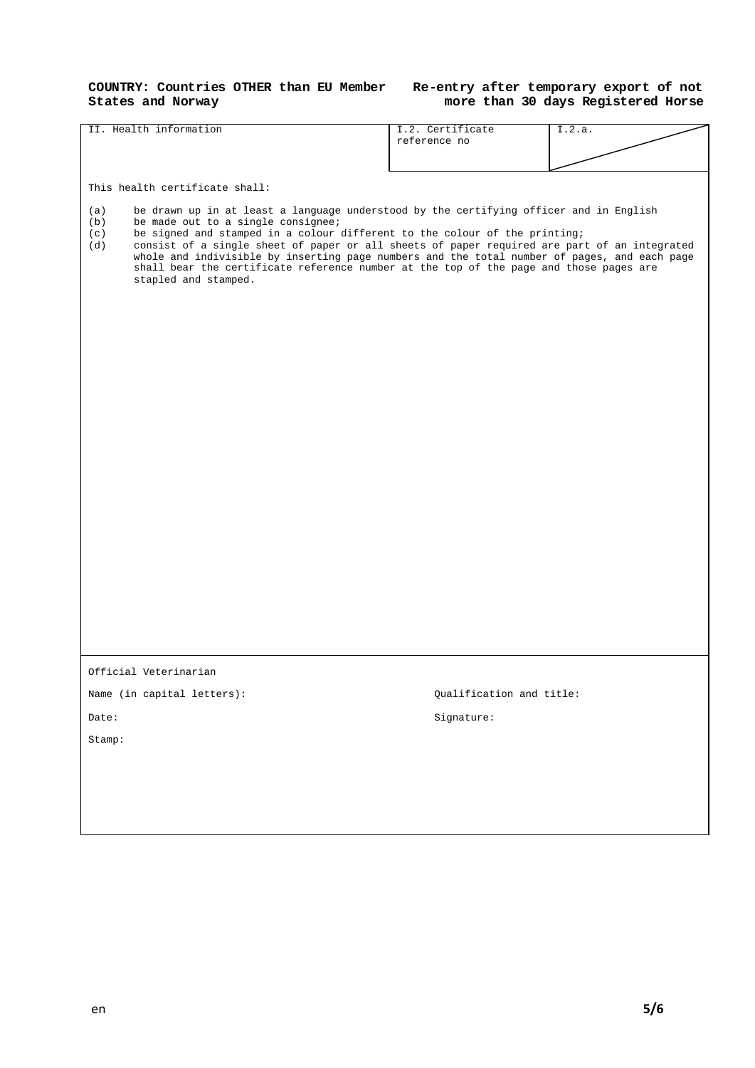**COUNTRY: Countries OTHER than EU Member States and Norway**

**Re-entry after temporary export of not more than 30 days Registered Horse**

| II. Health information | I.2. Certificate reference no | I.2.a. |
|---|---|---|

This health certificate shall:

(a) be drawn up in at least a language understood by the certifying officer and in English
(b) be made out to a single consignee;
(c) be signed and stamped in a colour different to the colour of the printing;
(d) consist of a single sheet of paper or all sheets of paper required are part of an integrated whole and indivisible by inserting page numbers and the total number of pages, and each page shall bear the certificate reference number at the top of the page and those pages are stapled and stamped.

Official Veterinarian

Name (in capital letters):

Qualification and title:

Date:

Signature:

Stamp: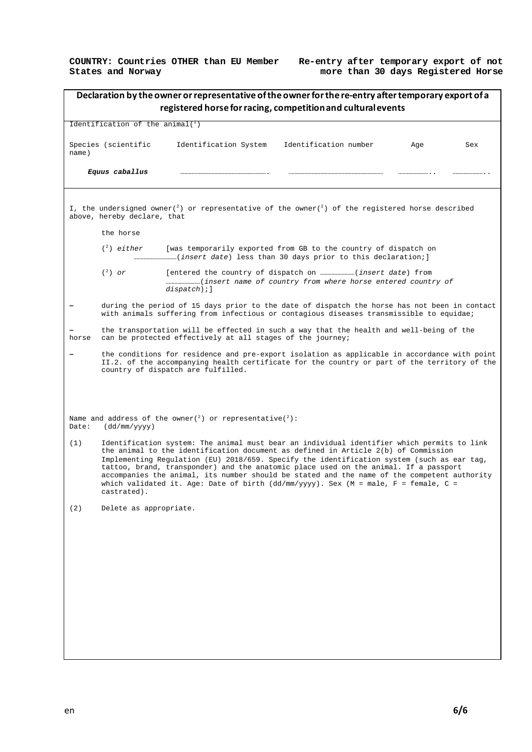**COUNTRY: Countries OTHER than EU Member States and Norway**

**Re-entry after temporary export of not more than 30 days Registered Horse**

## Declaration by the owner or representative of the owner for the re-entry after temporary export of a registered horse for racing, competition and cultural events

Identification of the animal[1]

| Species (scientific name) | Identification System | Identification number | Age | Sex |
|---|---|---|---|---|
| ***Equus caballus*** | …………………………………………. | ……………………………………………… | ……………….. | ……………….. |

I, the undersigned owner[2] or representative of the owner[2] of the registered horse described above, hereby declare, that

the horse

([2]) *either* [was temporarily exported from GB to the country of dispatch on …………………………(*insert date*) less than 30 days prior to this declaration;]

([2]) *or* [entered the country of dispatch on ……………………(*insert date*) from ……………………(*insert name of country from where horse entered country of dispatch*);]

– during the period of 15 days prior to the date of dispatch the horse has not been in contact with animals suffering from infectious or contagious diseases transmissible to equidae;

– the transportation will be effected in such a way that the health and well-being of the horse can be protected effectively at all stages of the journey;

– the conditions for residence and pre-export isolation as applicable in accordance with point II.2. of the accompanying health certificate for the country or part of the territory of the country of dispatch are fulfilled.

Name and address of the owner[2] or representative[2]:

Date: (dd/mm/yyyy)

(1) Identification system: The animal must bear an individual identifier which permits to link the animal to the identification document as defined in Article 2(b) of Commission Implementing Regulation (EU) 2018/659. Specify the identification system (such as ear tag, tattoo, brand, transponder) and the anatomic place used on the animal. If a passport accompanies the animal, its number should be stated and the name of the competent authority which validated it. Age: Date of birth (dd/mm/yyyy). Sex (M = male, F = female, C = castrated).

(2) Delete as appropriate.